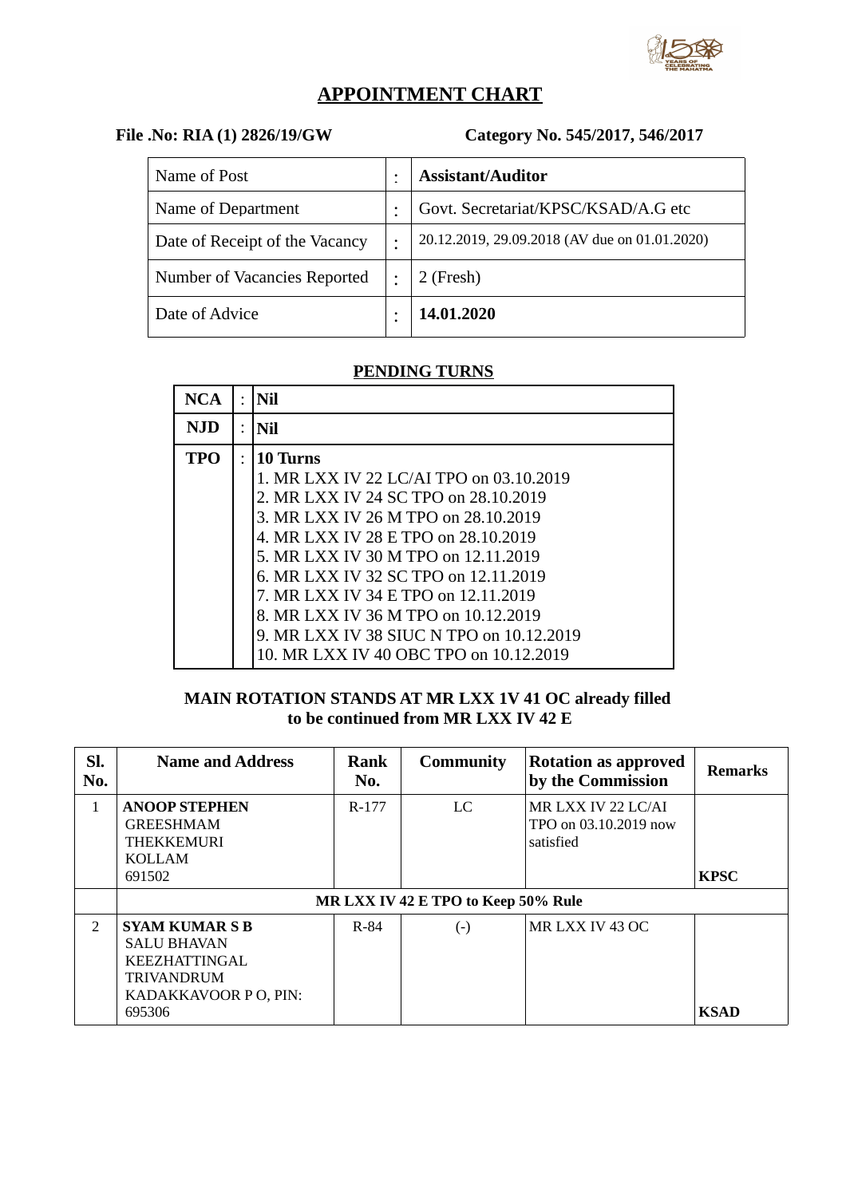# APPOINTMENT CHART

**File .No: RIA (1) 2826/19/GW** **Category No. 545/2017, 546/2017**

| | | |
|---|---|---|
| Name of Post | : | **Assistant/Auditor** |
| Name of Department | : | Govt. Secretariat/KPSC/KSAD/A.G etc |
| Date of Receipt of the Vacancy | : | 20.12.2019, 29.09.2018 (AV due on 01.01.2020) |
| Number of Vacancies Reported | : | 2 (Fresh) |
| Date of Advice | : | **14.01.2020** |

## PENDING TURNS

| | | |
|---|---|---|
| **NCA** | : | **Nil** |
| **NJD** | : | **Nil** |
| **TPO** | : | **10 Turns**<br>1. MR LXX IV 22 LC/AI TPO on 03.10.2019<br>2. MR LXX IV 24 SC TPO on 28.10.2019<br>3. MR LXX IV 26 M TPO on 28.10.2019<br>4. MR LXX IV 28 E TPO on 28.10.2019<br>5. MR LXX IV 30 M TPO on 12.11.2019<br>6. MR LXX IV 32 SC TPO on 12.11.2019<br>7. MR LXX IV 34 E TPO on 12.11.2019<br>8. MR LXX IV 36 M TPO on 10.12.2019<br>9. MR LXX IV 38 SIUC N TPO on 10.12.2019<br>10. MR LXX IV 40 OBC TPO on 10.12.2019 |

**MAIN ROTATION STANDS AT MR LXX 1V 41 OC already filled to be continued from MR LXX IV 42 E**

| Sl. No. | Name and Address | Rank No. | Community | Rotation as approved by the Commission | Remarks |
|---|---|---|---|---|---|
| 1 | **ANOOP STEPHEN**<br>GREESHMAM<br>THEKKEMURI<br>KOLLAM<br>691502 | R-177 | LC | MR LXX IV 22 LC/AI TPO on 03.10.2019 now satisfied | **KPSC** |
| | **MR LXX IV 42 E TPO to Keep 50% Rule** | | | | |
| 2 | **SYAM KUMAR S B**<br>SALU BHAVAN<br>KEEZHATTINGAL<br>TRIVANDRUM<br>KADAKKAVOOR P O, PIN: 695306 | R-84 | (-) | MR LXX IV 43 OC | **KSAD** |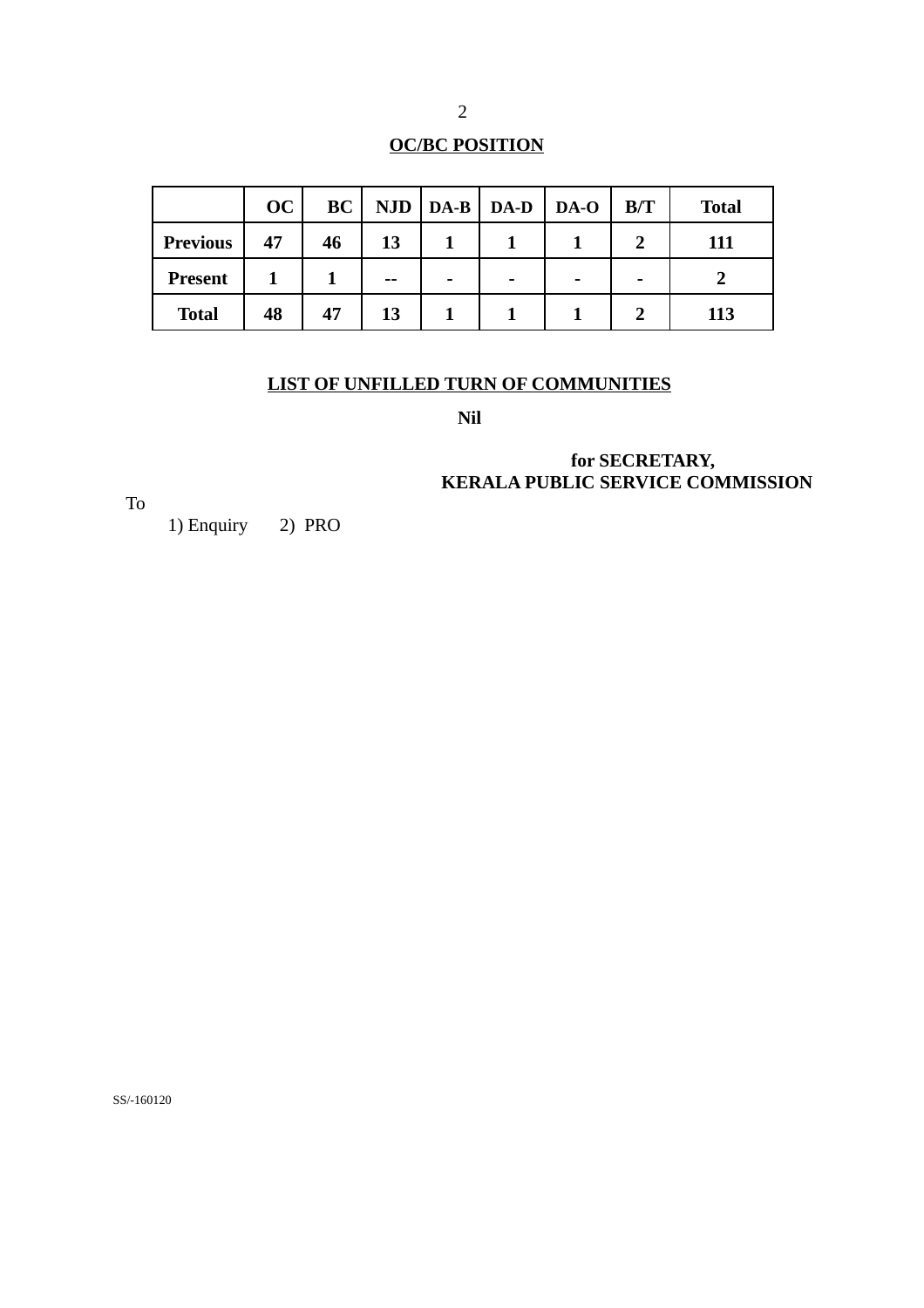## OC/BC POSITION

| | OC | BC | NJD | DA-B | DA-D | DA-O | B/T | Total |
|---|---|---|---|---|---|---|---|---|
| **Previous** | **47** | **46** | **13** | **1** | **1** | **1** | **2** | **111** |
| **Present** | **1** | **1** | **--** | **-** | **-** | **-** | **-** | **2** |
| **Total** | **48** | **47** | **13** | **1** | **1** | **1** | **2** | **113** |

## LIST OF UNFILLED TURN OF COMMUNITIES

**Nil**

**for SECRETARY,**
**KERALA PUBLIC SERVICE COMMISSION**

To
1) Enquiry 2) PRO

SS/-160120